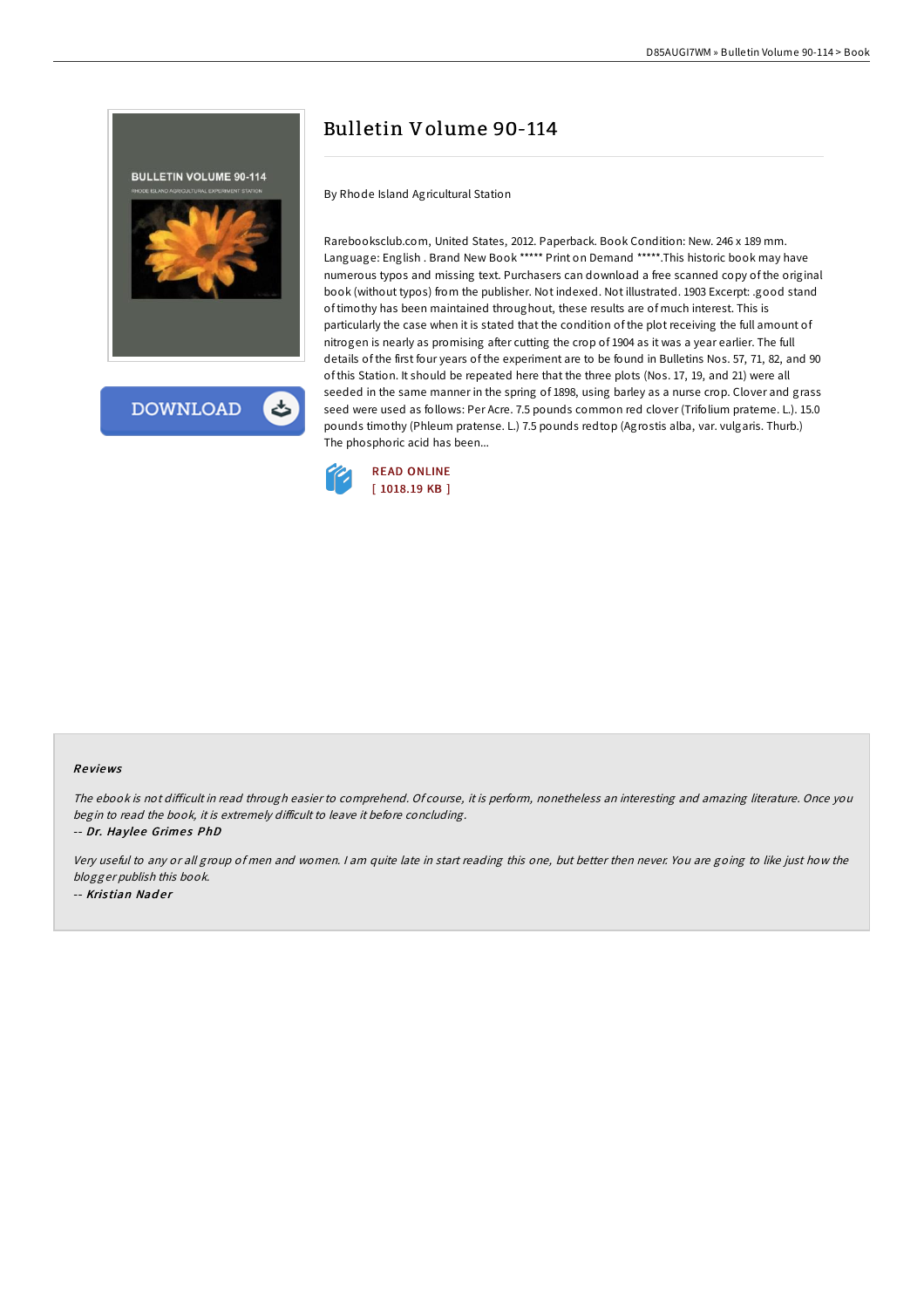# Bulletin Volume 90-114

By Rhode Island Agricultural Station

Rarebooksclub.com, United States, 2012. Paperback. Book Condition: New. 246 x 189 mm. Language: English . Brand New Book ***** Print on Demand *****.This historic book may have numerous typos and missing text. Purchasers can download a free scanned copy of the original book (without typos) from the publisher. Not indexed. Not illustrated. 1903 Excerpt: .good stand of timothy has been maintained throughout, these results are of much interest. This is particularly the case when it is stated that the condition of the plot receiving the full amount of nitrogen is nearly as promising after cutting the crop of 1904 as it was a year earlier. The full details of the first four years of the experiment are to be found in Bulletins Nos. 57, 71, 82, and 90 of this Station. It should be repeated here that the three plots (Nos. 17, 19, and 21) were all seeded in the same manner in the spring of 1898, using barley as a nurse crop. Clover and grass seed were used as follows: Per Acre. 7.5 pounds common red clover (Trifolium prateme. L.). 15.0 pounds timothy (Phleum pratense. L.) 7.5 pounds redtop (Agrostis alba, var. vulgaris. Thurb.) The phosphoric acid has been...

READ ONLINE
[ 1018.19 KB ]

## Reviews

*The ebook is not difficult in read through easier to comprehend. Of course, it is perform, nonetheless an interesting and amazing literature. Once you begin to read the book, it is extremely difficult to leave it before concluding.*

-- ***Dr. Haylee Grimes PhD***

*Very useful to any or all group of men and women. I am quite late in start reading this one, but better then never. You are going to like just how the blogger publish this book.*

-- ***Kristian Nader***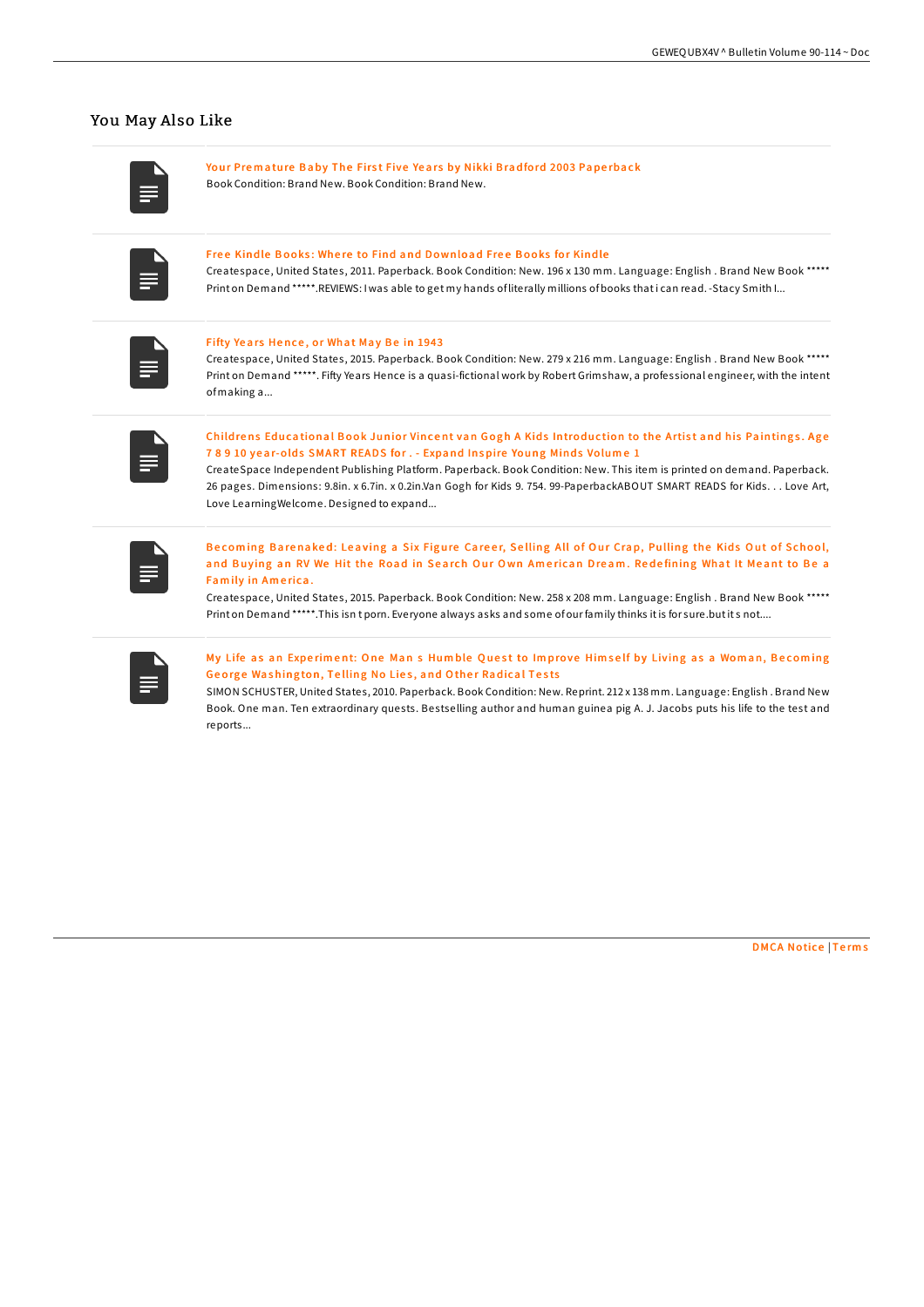## You May Also Like

**Your Premature Baby The First Five Years by Nikki Bradford 2003 Paperback**

Book Condition: Brand New. Book Condition: Brand New.

**Free Kindle Books: Where to Find and Download Free Books for Kindle**

Createspace, United States, 2011. Paperback. Book Condition: New. 196 x 130 mm. Language: English . Brand New Book ***** Print on Demand *****.REVIEWS: I was able to get my hands of literally millions of books that i can read. -Stacy Smith I...

**Fifty Years Hence, or What May Be in 1943**

Createspace, United States, 2015. Paperback. Book Condition: New. 279 x 216 mm. Language: English . Brand New Book ***** Print on Demand *****. Fifty Years Hence is a quasi-fictional work by Robert Grimshaw, a professional engineer, with the intent of making a...

**Childrens Educational Book Junior Vincent van Gogh A Kids Introduction to the Artist and his Paintings. Age 7 8 9 10 year-olds SMART READS for . - Expand Inspire Young Minds Volume 1**

CreateSpace Independent Publishing Platform. Paperback. Book Condition: New. This item is printed on demand. Paperback. 26 pages. Dimensions: 9.8in. x 6.7in. x 0.2in.Van Gogh for Kids 9. 754. 99-PaperbackABOUT SMART READS for Kids. . . Love Art, Love LearningWelcome. Designed to expand...

**Becoming Barenaked: Leaving a Six Figure Career, Selling All of Our Crap, Pulling the Kids Out of School, and Buying an RV We Hit the Road in Search Our Own American Dream. Redefining What It Meant to Be a Family in America.**

Createspace, United States, 2015. Paperback. Book Condition: New. 258 x 208 mm. Language: English . Brand New Book ***** Print on Demand *****.This isn t porn. Everyone always asks and some of our family thinks it is for sure.but it s not....

**My Life as an Experiment: One Man s Humble Quest to Improve Himself by Living as a Woman, Becoming George Washington, Telling No Lies, and Other Radical Tests**

SIMON SCHUSTER, United States, 2010. Paperback. Book Condition: New. Reprint. 212 x 138 mm. Language: English . Brand New Book. One man. Ten extraordinary quests. Bestselling author and human guinea pig A. J. Jacobs puts his life to the test and reports...

DMCA Notice | Terms